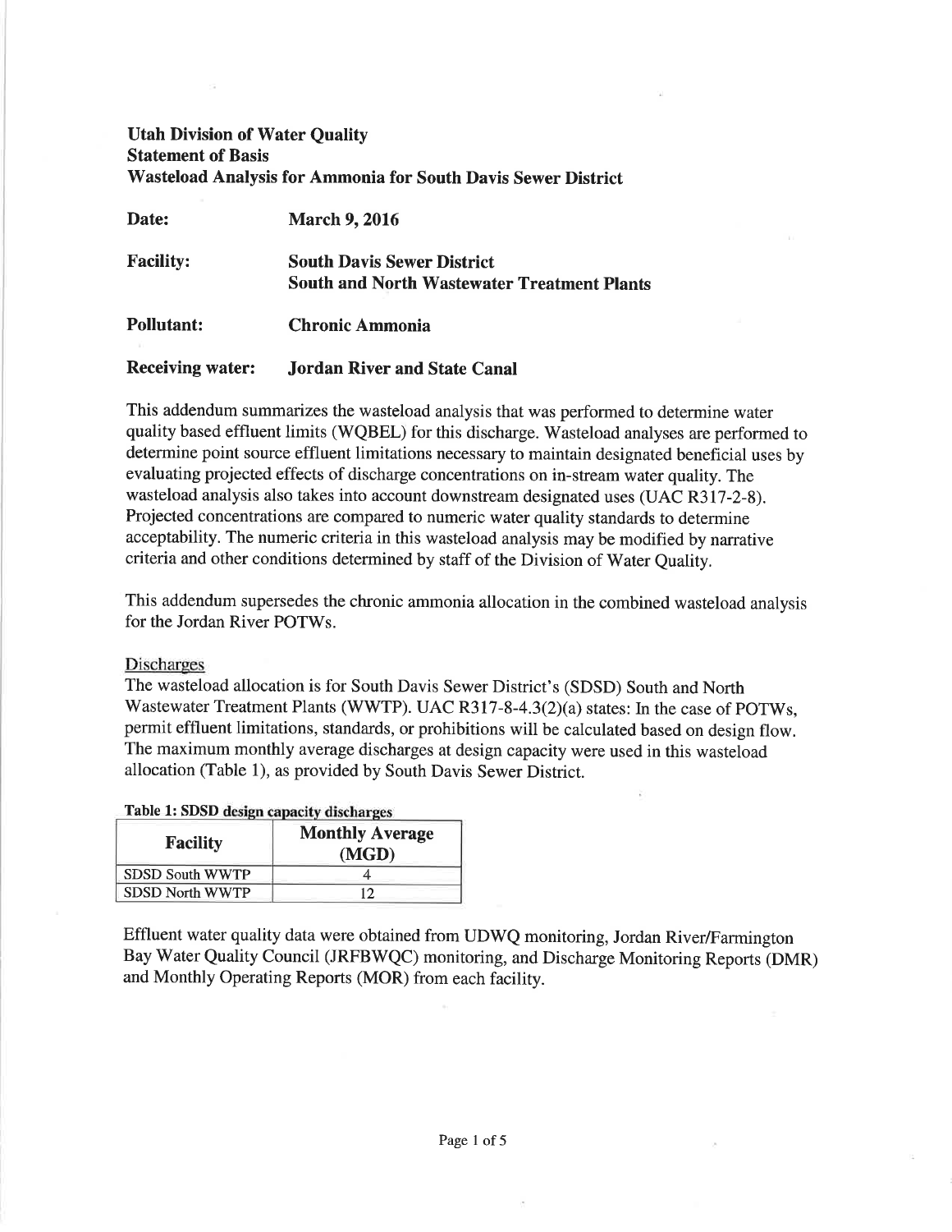**Utah Division of Water Quality**
**Statement of Basis**
**Wasteload Analysis for Ammonia for South Davis Sewer District**

| | |
|---|---|
| **Date:** | **March 9, 2016** |
| **Facility:** | **South Davis Sewer District** <br> **South and North Wastewater Treatment Plants** |
| **Pollutant:** | **Chronic Ammonia** |
| **Receiving water:** | **Jordan River and State Canal** |

This addendum summarizes the wasteload analysis that was performed to determine water quality based effluent limits (WQBEL) for this discharge. Wasteload analyses are performed to determine point source effluent limitations necessary to maintain designated beneficial uses by evaluating projected effects of discharge concentrations on in-stream water quality. The wasteload analysis also takes into account downstream designated uses (UAC R317-2-8). Projected concentrations are compared to numeric water quality standards to determine acceptability. The numeric criteria in this wasteload analysis may be modified by narrative criteria and other conditions determined by staff of the Division of Water Quality.

This addendum supersedes the chronic ammonia allocation in the combined wasteload analysis for the Jordan River POTWs.

## Discharges

The wasteload allocation is for South Davis Sewer District's (SDSD) South and North Wastewater Treatment Plants (WWTP). UAC R317-8-4.3(2)(a) states: In the case of POTWs, permit effluent limitations, standards, or prohibitions will be calculated based on design flow. The maximum monthly average discharges at design capacity were used in this wasteload allocation (Table 1), as provided by South Davis Sewer District.

**Table 1: SDSD design capacity discharges**

| Facility | Monthly Average (MGD) |
|---|---|
| SDSD South WWTP | 4 |
| SDSD North WWTP | 12 |

Effluent water quality data were obtained from UDWQ monitoring, Jordan River/Farmington Bay Water Quality Council (JRFBWQC) monitoring, and Discharge Monitoring Reports (DMR) and Monthly Operating Reports (MOR) from each facility.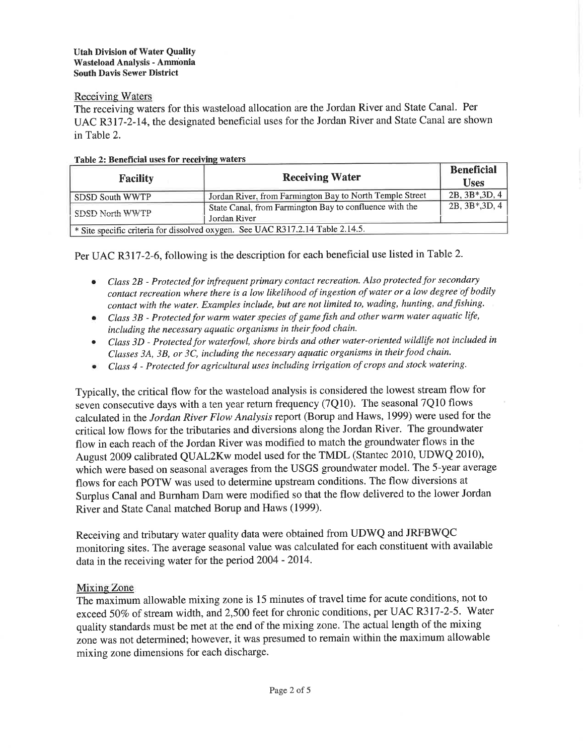**Utah Division of Water Quality**
**Wasteload Analysis - Ammonia**
**South Davis Sewer District**

## Receiving Waters

The receiving waters for this wasteload allocation are the Jordan River and State Canal. Per UAC R317-2-14, the designated beneficial uses for the Jordan River and State Canal are shown in Table 2.

**Table 2: Beneficial uses for receiving waters**

| Facility | Receiving Water | Beneficial Uses |
|---|---|---|
| SDSD South WWTP | Jordan River, from Farmington Bay to North Temple Street | 2B, 3B*,3D, 4 |
| SDSD North WWTP | State Canal, from Farmington Bay to confluence with the Jordan River | 2B, 3B*,3D, 4 |
| * Site specific criteria for dissolved oxygen. See UAC R317.2.14 Table 2.14.5. | | |

Per UAC R317-2-6, following is the description for each beneficial use listed in Table 2.

- *Class 2B - Protected for infrequent primary contact recreation. Also protected for secondary contact recreation where there is a low likelihood of ingestion of water or a low degree of bodily contact with the water. Examples include, but are not limited to, wading, hunting, and fishing.*
- *Class 3B - Protected for warm water species of game fish and other warm water aquatic life, including the necessary aquatic organisms in their food chain.*
- *Class 3D - Protected for waterfowl, shore birds and other water-oriented wildlife not included in Classes 3A, 3B, or 3C, including the necessary aquatic organisms in their food chain.*
- *Class 4 - Protected for agricultural uses including irrigation of crops and stock watering.*

Typically, the critical flow for the wasteload analysis is considered the lowest stream flow for seven consecutive days with a ten year return frequency (7Q10). The seasonal 7Q10 flows calculated in the *Jordan River Flow Analysis* report (Borup and Haws, 1999) were used for the critical low flows for the tributaries and diversions along the Jordan River. The groundwater flow in each reach of the Jordan River was modified to match the groundwater flows in the August 2009 calibrated QUAL2Kw model used for the TMDL (Stantec 2010, UDWQ 2010), which were based on seasonal averages from the USGS groundwater model. The 5-year average flows for each POTW was used to determine upstream conditions. The flow diversions at Surplus Canal and Burnham Dam were modified so that the flow delivered to the lower Jordan River and State Canal matched Borup and Haws (1999).

Receiving and tributary water quality data were obtained from UDWQ and JRFBWQC monitoring sites. The average seasonal value was calculated for each constituent with available data in the receiving water for the period 2004 - 2014.

## Mixing Zone

The maximum allowable mixing zone is 15 minutes of travel time for acute conditions, not to exceed 50% of stream width, and 2,500 feet for chronic conditions, per UAC R317-2-5. Water quality standards must be met at the end of the mixing zone. The actual length of the mixing zone was not determined; however, it was presumed to remain within the maximum allowable mixing zone dimensions for each discharge.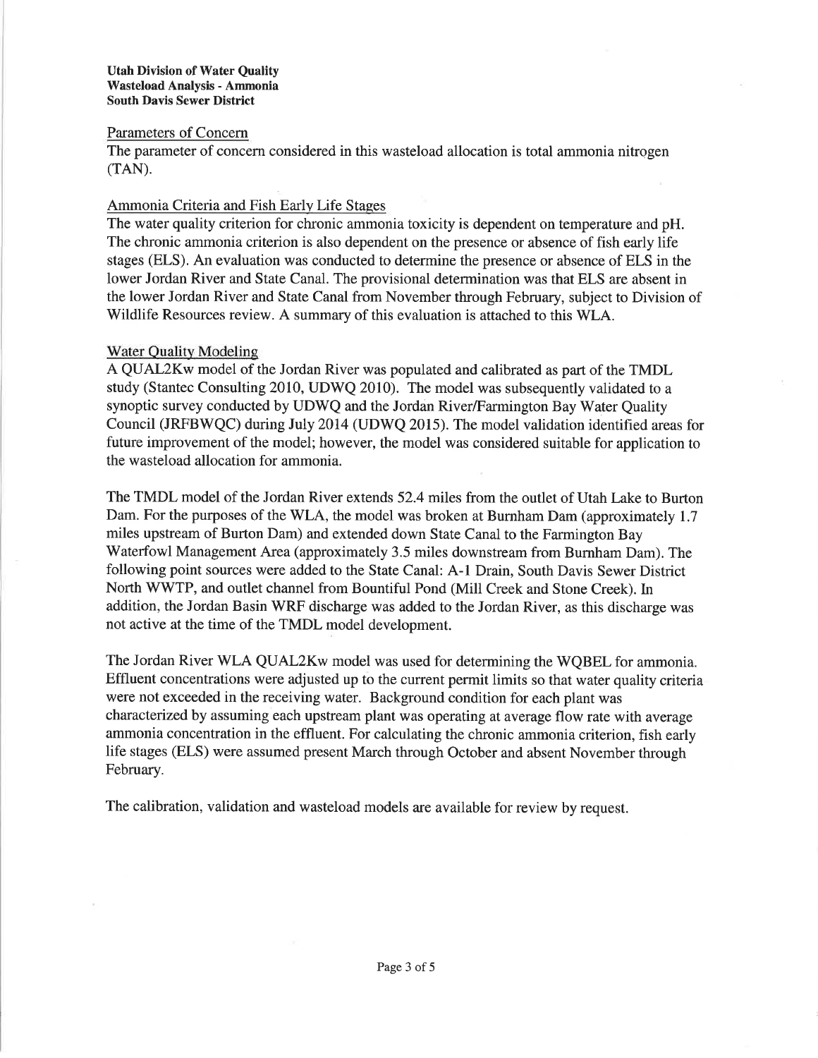**Utah Division of Water Quality**
**Wasteload Analysis - Ammonia**
**South Davis Sewer District**

Parameters of Concern

The parameter of concern considered in this wasteload allocation is total ammonia nitrogen (TAN).

Ammonia Criteria and Fish Early Life Stages

The water quality criterion for chronic ammonia toxicity is dependent on temperature and pH. The chronic ammonia criterion is also dependent on the presence or absence of fish early life stages (ELS). An evaluation was conducted to determine the presence or absence of ELS in the lower Jordan River and State Canal. The provisional determination was that ELS are absent in the lower Jordan River and State Canal from November through February, subject to Division of Wildlife Resources review. A summary of this evaluation is attached to this WLA.

Water Quality Modeling

A QUAL2Kw model of the Jordan River was populated and calibrated as part of the TMDL study (Stantec Consulting 2010, UDWQ 2010). The model was subsequently validated to a synoptic survey conducted by UDWQ and the Jordan River/Farmington Bay Water Quality Council (JRFBWQC) during July 2014 (UDWQ 2015). The model validation identified areas for future improvement of the model; however, the model was considered suitable for application to the wasteload allocation for ammonia.

The TMDL model of the Jordan River extends 52.4 miles from the outlet of Utah Lake to Burton Dam. For the purposes of the WLA, the model was broken at Burnham Dam (approximately 1.7 miles upstream of Burton Dam) and extended down State Canal to the Farmington Bay Waterfowl Management Area (approximately 3.5 miles downstream from Burnham Dam). The following point sources were added to the State Canal: A-1 Drain, South Davis Sewer District North WWTP, and outlet channel from Bountiful Pond (Mill Creek and Stone Creek). In addition, the Jordan Basin WRF discharge was added to the Jordan River, as this discharge was not active at the time of the TMDL model development.

The Jordan River WLA QUAL2Kw model was used for determining the WQBEL for ammonia. Effluent concentrations were adjusted up to the current permit limits so that water quality criteria were not exceeded in the receiving water. Background condition for each plant was characterized by assuming each upstream plant was operating at average flow rate with average ammonia concentration in the effluent. For calculating the chronic ammonia criterion, fish early life stages (ELS) were assumed present March through October and absent November through February.

The calibration, validation and wasteload models are available for review by request.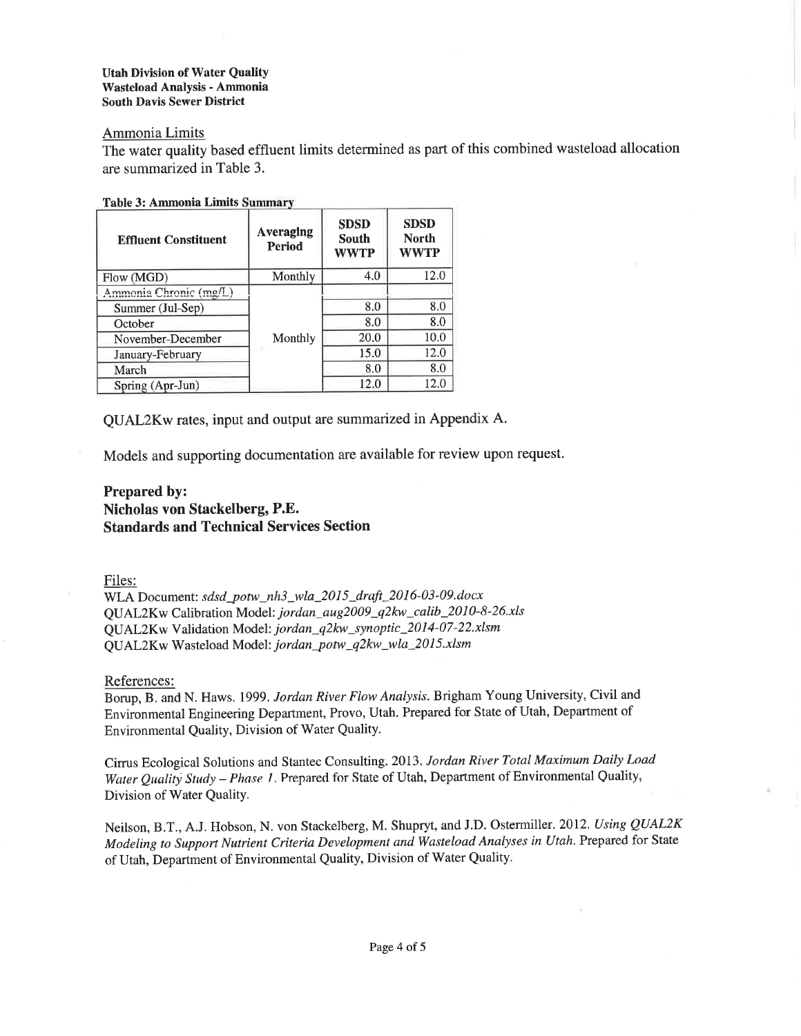Utah Division of Water Quality
Wasteload Analysis - Ammonia
South Davis Sewer District

## Ammonia Limits

The water quality based effluent limits determined as part of this combined wasteload allocation are summarized in Table 3.

**Table 3: Ammonia Limits Summary**

| Effluent Constituent | Averaging Period | SDSD South WWTP | SDSD North WWTP |
|---|---|---|---|
| Flow (MGD) | Monthly | 4.0 | 12.0 |
| Ammonia Chronic (mg/L) | Monthly | | |
| Summer (Jul-Sep) | | 8.0 | 8.0 |
| October | | 8.0 | 8.0 |
| November-December | | 20.0 | 10.0 |
| January-February | | 15.0 | 12.0 |
| March | | 8.0 | 8.0 |
| Spring (Apr-Jun) | | 12.0 | 12.0 |

QUAL2Kw rates, input and output are summarized in Appendix A.

Models and supporting documentation are available for review upon request.

**Prepared by:**
**Nicholas von Stackelberg, P.E.**
**Standards and Technical Services Section**

Files:

WLA Document: *sdsd_potw_nh3_wla_2015_draft_2016-03-09.docx*
QUAL2Kw Calibration Model: *jordan_aug2009_q2kw_calib_2010-8-26.xls*
QUAL2Kw Validation Model: *jordan_q2kw_synoptic_2014-07-22.xlsm*
QUAL2Kw Wasteload Model: *jordan_potw_q2kw_wla_2015.xlsm*

References:

Borup, B. and N. Haws. 1999. *Jordan River Flow Analysis*. Brigham Young University, Civil and Environmental Engineering Department, Provo, Utah. Prepared for State of Utah, Department of Environmental Quality, Division of Water Quality.

Cirrus Ecological Solutions and Stantec Consulting. 2013. *Jordan River Total Maximum Daily Load Water Quality Study – Phase 1*. Prepared for State of Utah, Department of Environmental Quality, Division of Water Quality.

Neilson, B.T., A.J. Hobson, N. von Stackelberg, M. Shupryt, and J.D. Ostermiller. 2012. *Using QUAL2K Modeling to Support Nutrient Criteria Development and Wasteload Analyses in Utah*. Prepared for State of Utah, Department of Environmental Quality, Division of Water Quality.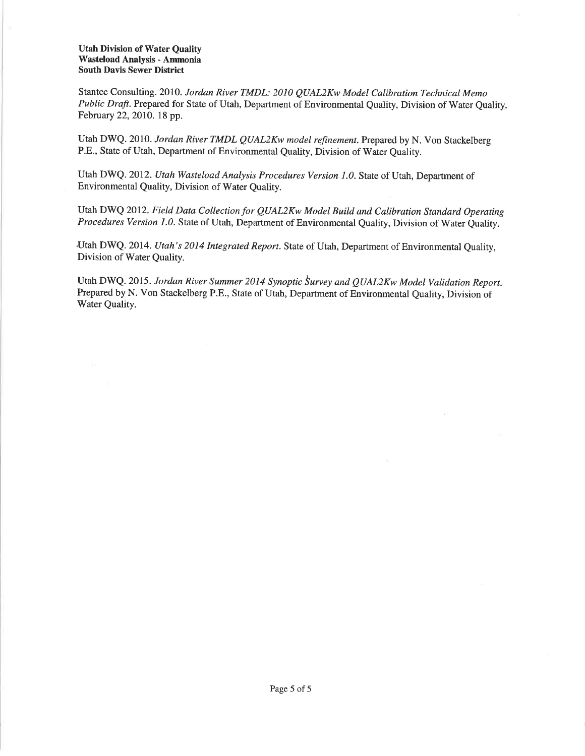Stantec Consulting. 2010. *Jordan River TMDL: 2010 QUAL2Kw Model Calibration Technical Memo Public Draft.* Prepared for State of Utah, Department of Environmental Quality, Division of Water Quality. February 22, 2010. 18 pp.

Utah DWQ. 2010. *Jordan River TMDL QUAL2Kw model refinement.* Prepared by N. Von Stackelberg P.E., State of Utah, Department of Environmental Quality, Division of Water Quality.

Utah DWQ. 2012. *Utah Wasteload Analysis Procedures Version 1.0.* State of Utah, Department of Environmental Quality, Division of Water Quality.

Utah DWQ 2012. *Field Data Collection for QUAL2Kw Model Build and Calibration Standard Operating Procedures Version 1.0.* State of Utah, Department of Environmental Quality, Division of Water Quality.

Utah DWQ. 2014. *Utah's 2014 Integrated Report.* State of Utah, Department of Environmental Quality, Division of Water Quality.

Utah DWQ. 2015. *Jordan River Summer 2014 Synoptic Survey and QUAL2Kw Model Validation Report.* Prepared by N. Von Stackelberg P.E., State of Utah, Department of Environmental Quality, Division of Water Quality.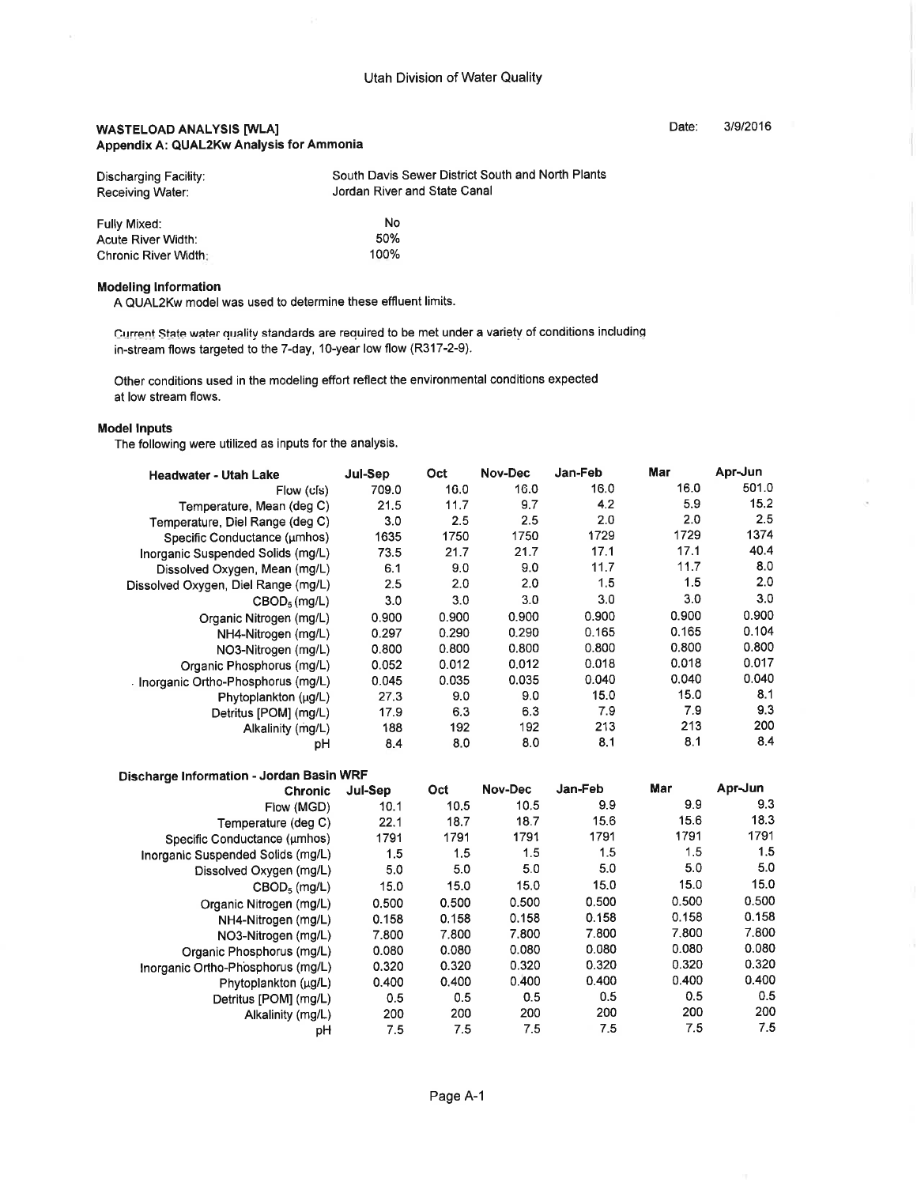Utah Division of Water Quality

**WASTELOAD ANALYSIS [WLA]**
**Appendix A: QUAL2Kw Analysis for Ammonia**

Date: 3/9/2016

| | |
|---|---|
| Discharging Facility: | South Davis Sewer District South and North Plants |
| Receiving Water: | Jordan River and State Canal |

| | |
|---|---|
| Fully Mixed: | No |
| Acute River Width: | 50% |
| Chronic River Width: | 100% |

**Modeling Information**

A QUAL2Kw model was used to determine these effluent limits.

Current State water quality standards are required to be met under a variety of conditions including in-stream flows targeted to the 7-day, 10-year low flow (R317-2-9).

Other conditions used in the modeling effort reflect the environmental conditions expected at low stream flows.

**Model Inputs**

The following were utilized as inputs for the analysis.

| Headwater - Utah Lake | Jul-Sep | Oct | Nov-Dec | Jan-Feb | Mar | Apr-Jun |
|---|---|---|---|---|---|---|
| Flow (cfs) | 709.0 | 16.0 | 16.0 | 16.0 | 16.0 | 501.0 |
| Temperature, Mean (deg C) | 21.5 | 11.7 | 9.7 | 4.2 | 5.9 | 15.2 |
| Temperature, Diel Range (deg C) | 3.0 | 2.5 | 2.5 | 2.0 | 2.0 | 2.5 |
| Specific Conductance (µmhos) | 1635 | 1750 | 1750 | 1729 | 1729 | 1374 |
| Inorganic Suspended Solids (mg/L) | 73.5 | 21.7 | 21.7 | 17.1 | 17.1 | 40.4 |
| Dissolved Oxygen, Mean (mg/L) | 6.1 | 9.0 | 9.0 | 11.7 | 11.7 | 8.0 |
| Dissolved Oxygen, Diel Range (mg/L) | 2.5 | 2.0 | 2.0 | 1.5 | 1.5 | 2.0 |
| $CBOD_5$ (mg/L) | 3.0 | 3.0 | 3.0 | 3.0 | 3.0 | 3.0 |
| Organic Nitrogen (mg/L) | 0.900 | 0.900 | 0.900 | 0.900 | 0.900 | 0.900 |
| NH4-Nitrogen (mg/L) | 0.297 | 0.290 | 0.290 | 0.165 | 0.165 | 0.104 |
| NO3-Nitrogen (mg/L) | 0.800 | 0.800 | 0.800 | 0.800 | 0.800 | 0.800 |
| Organic Phosphorus (mg/L) | 0.052 | 0.012 | 0.012 | 0.018 | 0.018 | 0.017 |
| Inorganic Ortho-Phosphorus (mg/L) | 0.045 | 0.035 | 0.035 | 0.040 | 0.040 | 0.040 |
| Phytoplankton (µg/L) | 27.3 | 9.0 | 9.0 | 15.0 | 15.0 | 8.1 |
| Detritus [POM] (mg/L) | 17.9 | 6.3 | 6.3 | 7.9 | 7.9 | 9.3 |
| Alkalinity (mg/L) | 188 | 192 | 192 | 213 | 213 | 200 |
| pH | 8.4 | 8.0 | 8.0 | 8.1 | 8.1 | 8.4 |

**Discharge Information - Jordan Basin WRF**

| Chronic | Jul-Sep | Oct | Nov-Dec | Jan-Feb | Mar | Apr-Jun |
|---|---|---|---|---|---|---|
| Flow (MGD) | 10.1 | 10.5 | 10.5 | 9.9 | 9.9 | 9.3 |
| Temperature (deg C) | 22.1 | 18.7 | 18.7 | 15.6 | 15.6 | 18.3 |
| Specific Conductance (µmhos) | 1791 | 1791 | 1791 | 1791 | 1791 | 1791 |
| Inorganic Suspended Solids (mg/L) | 1.5 | 1.5 | 1.5 | 1.5 | 1.5 | 1.5 |
| Dissolved Oxygen (mg/L) | 5.0 | 5.0 | 5.0 | 5.0 | 5.0 | 5.0 |
| $CBOD_5$ (mg/L) | 15.0 | 15.0 | 15.0 | 15.0 | 15.0 | 15.0 |
| Organic Nitrogen (mg/L) | 0.500 | 0.500 | 0.500 | 0.500 | 0.500 | 0.500 |
| NH4-Nitrogen (mg/L) | 0.158 | 0.158 | 0.158 | 0.158 | 0.158 | 0.158 |
| NO3-Nitrogen (mg/L) | 7.800 | 7.800 | 7.800 | 7.800 | 7.800 | 7.800 |
| Organic Phosphorus (mg/L) | 0.080 | 0.080 | 0.080 | 0.080 | 0.080 | 0.080 |
| Inorganic Ortho-Phosphorus (mg/L) | 0.320 | 0.320 | 0.320 | 0.320 | 0.320 | 0.320 |
| Phytoplankton (µg/L) | 0.400 | 0.400 | 0.400 | 0.400 | 0.400 | 0.400 |
| Detritus [POM] (mg/L) | 0.5 | 0.5 | 0.5 | 0.5 | 0.5 | 0.5 |
| Alkalinity (mg/L) | 200 | 200 | 200 | 200 | 200 | 200 |
| pH | 7.5 | 7.5 | 7.5 | 7.5 | 7.5 | 7.5 |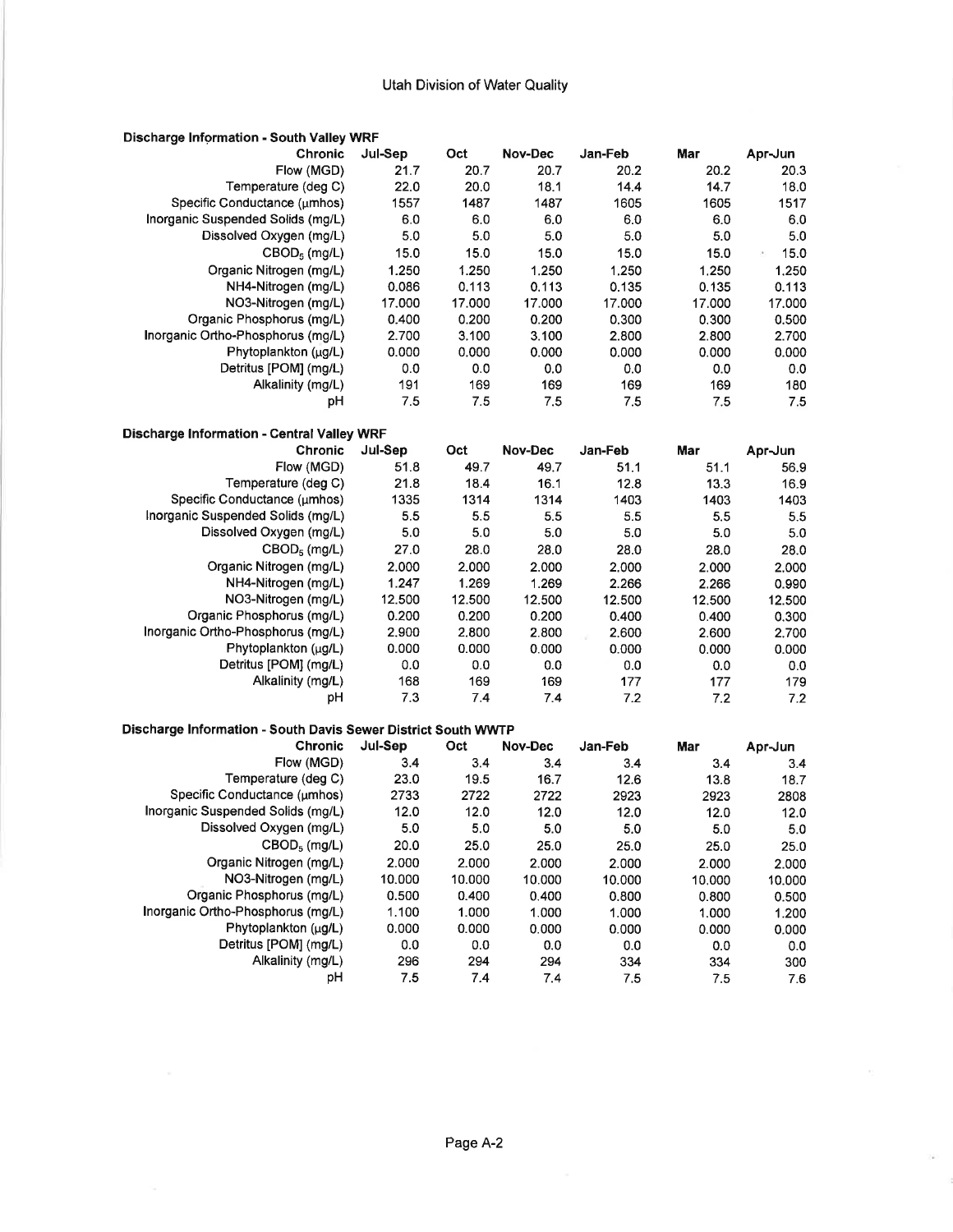Utah Division of Water Quality

### Discharge Information - South Valley WRF

| Chronic | Jul-Sep | Oct | Nov-Dec | Jan-Feb | Mar | Apr-Jun |
|---|---|---|---|---|---|---|
| Flow (MGD) | 21.7 | 20.7 | 20.7 | 20.2 | 20.2 | 20.3 |
| Temperature (deg C) | 22.0 | 20.0 | 18.1 | 14.4 | 14.7 | 18.0 |
| Specific Conductance (µmhos) | 1557 | 1487 | 1487 | 1605 | 1605 | 1517 |
| Inorganic Suspended Solids (mg/L) | 6.0 | 6.0 | 6.0 | 6.0 | 6.0 | 6.0 |
| Dissolved Oxygen (mg/L) | 5.0 | 5.0 | 5.0 | 5.0 | 5.0 | 5.0 |
| $CBOD_5$ (mg/L) | 15.0 | 15.0 | 15.0 | 15.0 | 15.0 | 15.0 |
| Organic Nitrogen (mg/L) | 1.250 | 1.250 | 1.250 | 1.250 | 1.250 | 1.250 |
| NH4-Nitrogen (mg/L) | 0.086 | 0.113 | 0.113 | 0.135 | 0.135 | 0.113 |
| NO3-Nitrogen (mg/L) | 17.000 | 17.000 | 17.000 | 17.000 | 17.000 | 17.000 |
| Organic Phosphorus (mg/L) | 0.400 | 0.200 | 0.200 | 0.300 | 0.300 | 0.500 |
| Inorganic Ortho-Phosphorus (mg/L) | 2.700 | 3.100 | 3.100 | 2.800 | 2.800 | 2.700 |
| Phytoplankton (µg/L) | 0.000 | 0.000 | 0.000 | 0.000 | 0.000 | 0.000 |
| Detritus [POM] (mg/L) | 0.0 | 0.0 | 0.0 | 0.0 | 0.0 | 0.0 |
| Alkalinity (mg/L) | 191 | 169 | 169 | 169 | 169 | 180 |
| pH | 7.5 | 7.5 | 7.5 | 7.5 | 7.5 | 7.5 |

### Discharge Information - Central Valley WRF

| Chronic | Jul-Sep | Oct | Nov-Dec | Jan-Feb | Mar | Apr-Jun |
|---|---|---|---|---|---|---|
| Flow (MGD) | 51.8 | 49.7 | 49.7 | 51.1 | 51.1 | 56.9 |
| Temperature (deg C) | 21.8 | 18.4 | 16.1 | 12.8 | 13.3 | 16.9 |
| Specific Conductance (µmhos) | 1335 | 1314 | 1314 | 1403 | 1403 | 1403 |
| Inorganic Suspended Solids (mg/L) | 5.5 | 5.5 | 5.5 | 5.5 | 5.5 | 5.5 |
| Dissolved Oxygen (mg/L) | 5.0 | 5.0 | 5.0 | 5.0 | 5.0 | 5.0 |
| $CBOD_5$ (mg/L) | 27.0 | 28.0 | 28.0 | 28.0 | 28.0 | 28.0 |
| Organic Nitrogen (mg/L) | 2.000 | 2.000 | 2.000 | 2.000 | 2.000 | 2.000 |
| NH4-Nitrogen (mg/L) | 1.247 | 1.269 | 1.269 | 2.266 | 2.266 | 0.990 |
| NO3-Nitrogen (mg/L) | 12.500 | 12.500 | 12.500 | 12.500 | 12.500 | 12.500 |
| Organic Phosphorus (mg/L) | 0.200 | 0.200 | 0.200 | 0.400 | 0.400 | 0.300 |
| Inorganic Ortho-Phosphorus (mg/L) | 2.900 | 2.800 | 2.800 | 2.600 | 2.600 | 2.700 |
| Phytoplankton (µg/L) | 0.000 | 0.000 | 0.000 | 0.000 | 0.000 | 0.000 |
| Detritus [POM] (mg/L) | 0.0 | 0.0 | 0.0 | 0.0 | 0.0 | 0.0 |
| Alkalinity (mg/L) | 168 | 169 | 169 | 177 | 177 | 179 |
| pH | 7.3 | 7.4 | 7.4 | 7.2 | 7.2 | 7.2 |

### Discharge Information - South Davis Sewer District South WWTP

| Chronic | Jul-Sep | Oct | Nov-Dec | Jan-Feb | Mar | Apr-Jun |
|---|---|---|---|---|---|---|
| Flow (MGD) | 3.4 | 3.4 | 3.4 | 3.4 | 3.4 | 3.4 |
| Temperature (deg C) | 23.0 | 19.5 | 16.7 | 12.6 | 13.8 | 18.7 |
| Specific Conductance (µmhos) | 2733 | 2722 | 2722 | 2923 | 2923 | 2808 |
| Inorganic Suspended Solids (mg/L) | 12.0 | 12.0 | 12.0 | 12.0 | 12.0 | 12.0 |
| Dissolved Oxygen (mg/L) | 5.0 | 5.0 | 5.0 | 5.0 | 5.0 | 5.0 |
| $CBOD_5$ (mg/L) | 20.0 | 25.0 | 25.0 | 25.0 | 25.0 | 25.0 |
| Organic Nitrogen (mg/L) | 2.000 | 2.000 | 2.000 | 2.000 | 2.000 | 2.000 |
| NO3-Nitrogen (mg/L) | 10.000 | 10.000 | 10.000 | 10.000 | 10.000 | 10.000 |
| Organic Phosphorus (mg/L) | 0.500 | 0.400 | 0.400 | 0.800 | 0.800 | 0.500 |
| Inorganic Ortho-Phosphorus (mg/L) | 1.100 | 1.000 | 1.000 | 1.000 | 1.000 | 1.200 |
| Phytoplankton (µg/L) | 0.000 | 0.000 | 0.000 | 0.000 | 0.000 | 0.000 |
| Detritus [POM] (mg/L) | 0.0 | 0.0 | 0.0 | 0.0 | 0.0 | 0.0 |
| Alkalinity (mg/L) | 296 | 294 | 294 | 334 | 334 | 300 |
| pH | 7.5 | 7.4 | 7.4 | 7.5 | 7.5 | 7.6 |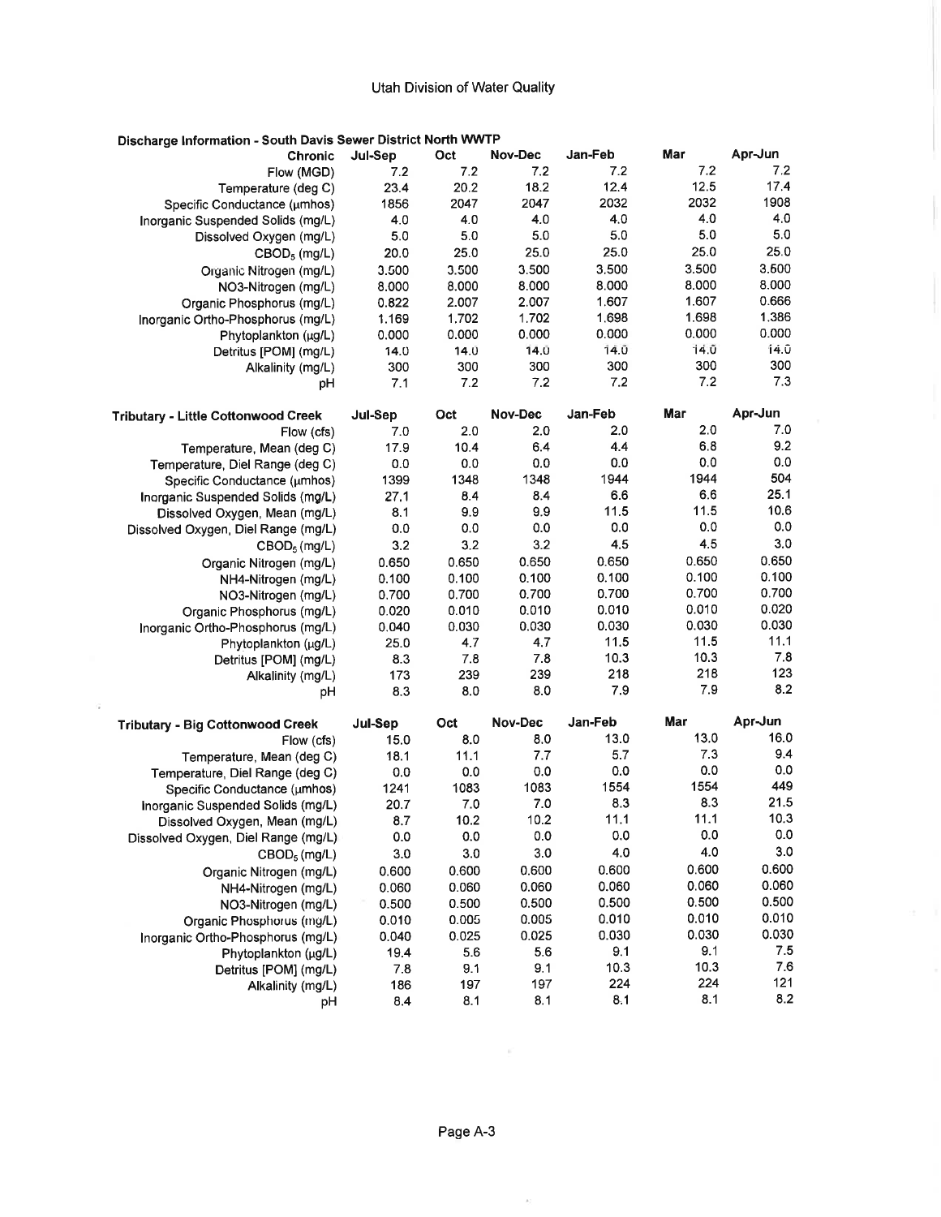Utah Division of Water Quality

**Discharge Information - South Davis Sewer District North WWTP**

| Chronic | Jul-Sep | Oct | Nov-Dec | Jan-Feb | Mar | Apr-Jun |
|---|---|---|---|---|---|---|
| Flow (MGD) | 7.2 | 7.2 | 7.2 | 7.2 | 7.2 | 7.2 |
| Temperature (deg C) | 23.4 | 20.2 | 18.2 | 12.4 | 12.5 | 17.4 |
| Specific Conductance (µmhos) | 1856 | 2047 | 2047 | 2032 | 2032 | 1908 |
| Inorganic Suspended Solids (mg/L) | 4.0 | 4.0 | 4.0 | 4.0 | 4.0 | 4.0 |
| Dissolved Oxygen (mg/L) | 5.0 | 5.0 | 5.0 | 5.0 | 5.0 | 5.0 |
| $CBOD_5$ (mg/L) | 20.0 | 25.0 | 25.0 | 25.0 | 25.0 | 25.0 |
| Organic Nitrogen (mg/L) | 3.500 | 3.500 | 3.500 | 3.500 | 3.500 | 3.500 |
| NO3-Nitrogen (mg/L) | 8.000 | 8.000 | 8.000 | 8.000 | 8.000 | 8.000 |
| Organic Phosphorus (mg/L) | 0.822 | 2.007 | 2.007 | 1.607 | 1.607 | 0.666 |
| Inorganic Ortho-Phosphorus (mg/L) | 1.169 | 1.702 | 1.702 | 1.698 | 1.698 | 1.386 |
| Phytoplankton (µg/L) | 0.000 | 0.000 | 0.000 | 0.000 | 0.000 | 0.000 |
| Detritus [POM] (mg/L) | 14.0 | 14.0 | 14.0 | 14.0 | 14.0 | 14.0 |
| Alkalinity (mg/L) | 300 | 300 | 300 | 300 | 300 | 300 |
| pH | 7.1 | 7.2 | 7.2 | 7.2 | 7.2 | 7.3 |

**Tributary - Little Cottonwood Creek**

| | Jul-Sep | Oct | Nov-Dec | Jan-Feb | Mar | Apr-Jun |
|---|---|---|---|---|---|---|
| Flow (cfs) | 7.0 | 2.0 | 2.0 | 2.0 | 2.0 | 7.0 |
| Temperature, Mean (deg C) | 17.9 | 10.4 | 6.4 | 4.4 | 6.8 | 9.2 |
| Temperature, Diel Range (deg C) | 0.0 | 0.0 | 0.0 | 0.0 | 0.0 | 0.0 |
| Specific Conductance (µmhos) | 1399 | 1348 | 1348 | 1944 | 1944 | 504 |
| Inorganic Suspended Solids (mg/L) | 27.1 | 8.4 | 8.4 | 6.6 | 6.6 | 25.1 |
| Dissolved Oxygen, Mean (mg/L) | 8.1 | 9.9 | 9.9 | 11.5 | 11.5 | 10.6 |
| Dissolved Oxygen, Diel Range (mg/L) | 0.0 | 0.0 | 0.0 | 0.0 | 0.0 | 0.0 |
| $CBOD_5$ (mg/L) | 3.2 | 3.2 | 3.2 | 4.5 | 4.5 | 3.0 |
| Organic Nitrogen (mg/L) | 0.650 | 0.650 | 0.650 | 0.650 | 0.650 | 0.650 |
| NH4-Nitrogen (mg/L) | 0.100 | 0.100 | 0.100 | 0.100 | 0.100 | 0.100 |
| NO3-Nitrogen (mg/L) | 0.700 | 0.700 | 0.700 | 0.700 | 0.700 | 0.700 |
| Organic Phosphorus (mg/L) | 0.020 | 0.010 | 0.010 | 0.010 | 0.010 | 0.020 |
| Inorganic Ortho-Phosphorus (mg/L) | 0.040 | 0.030 | 0.030 | 0.030 | 0.030 | 0.030 |
| Phytoplankton (µg/L) | 25.0 | 4.7 | 4.7 | 11.5 | 11.5 | 11.1 |
| Detritus [POM] (mg/L) | 8.3 | 7.8 | 7.8 | 10.3 | 10.3 | 7.8 |
| Alkalinity (mg/L) | 173 | 239 | 239 | 218 | 218 | 123 |
| pH | 8.3 | 8.0 | 8.0 | 7.9 | 7.9 | 8.2 |

**Tributary - Big Cottonwood Creek**

| | Jul-Sep | Oct | Nov-Dec | Jan-Feb | Mar | Apr-Jun |
|---|---|---|---|---|---|---|
| Flow (cfs) | 15.0 | 8.0 | 8.0 | 13.0 | 13.0 | 16.0 |
| Temperature, Mean (deg C) | 18.1 | 11.1 | 7.7 | 5.7 | 7.3 | 9.4 |
| Temperature, Diel Range (deg C) | 0.0 | 0.0 | 0.0 | 0.0 | 0.0 | 0.0 |
| Specific Conductance (µmhos) | 1241 | 1083 | 1083 | 1554 | 1554 | 449 |
| Inorganic Suspended Solids (mg/L) | 20.7 | 7.0 | 7.0 | 8.3 | 8.3 | 21.5 |
| Dissolved Oxygen, Mean (mg/L) | 8.7 | 10.2 | 10.2 | 11.1 | 11.1 | 10.3 |
| Dissolved Oxygen, Diel Range (mg/L) | 0.0 | 0.0 | 0.0 | 0.0 | 0.0 | 0.0 |
| $CBOD_5$ (mg/L) | 3.0 | 3.0 | 3.0 | 4.0 | 4.0 | 3.0 |
| Organic Nitrogen (mg/L) | 0.600 | 0.600 | 0.600 | 0.600 | 0.600 | 0.600 |
| NH4-Nitrogen (mg/L) | 0.060 | 0.060 | 0.060 | 0.060 | 0.060 | 0.060 |
| NO3-Nitrogen (mg/L) | 0.500 | 0.500 | 0.500 | 0.500 | 0.500 | 0.500 |
| Organic Phosphorus (mg/L) | 0.010 | 0.005 | 0.005 | 0.010 | 0.010 | 0.010 |
| Inorganic Ortho-Phosphorus (mg/L) | 0.040 | 0.025 | 0.025 | 0.030 | 0.030 | 0.030 |
| Phytoplankton (µg/L) | 19.4 | 5.6 | 5.6 | 9.1 | 9.1 | 7.5 |
| Detritus [POM] (mg/L) | 7.8 | 9.1 | 9.1 | 10.3 | 10.3 | 7.6 |
| Alkalinity (mg/L) | 186 | 197 | 197 | 224 | 224 | 121 |
| pH | 8.4 | 8.1 | 8.1 | 8.1 | 8.1 | 8.2 |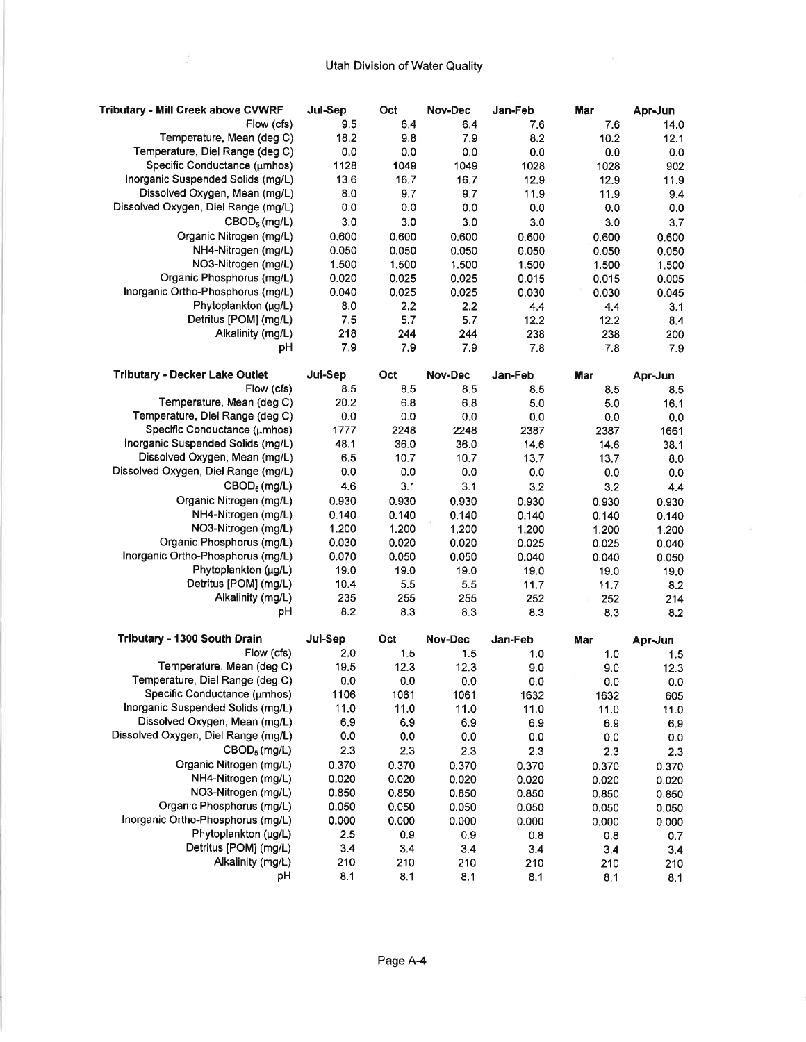| Tributary - Mill Creek above CVWRF | Jul-Sep | Oct | Nov-Dec | Jan-Feb | Mar | Apr-Jun |
|---|---|---|---|---|---|---|
| Flow (cfs) | 9.5 | 6.4 | 6.4 | 7.6 | 7.6 | 14.0 |
| Temperature, Mean (deg C) | 18.2 | 9.8 | 7.9 | 8.2 | 10.2 | 12.1 |
| Temperature, Diel Range (deg C) | 0.0 | 0.0 | 0.0 | 0.0 | 0.0 | 0.0 |
| Specific Conductance (μmhos) | 1128 | 1049 | 1049 | 1028 | 1028 | 902 |
| Inorganic Suspended Solids (mg/L) | 13.6 | 16.7 | 16.7 | 12.9 | 12.9 | 11.9 |
| Dissolved Oxygen, Mean (mg/L) | 8.0 | 9.7 | 9.7 | 11.9 | 11.9 | 9.4 |
| Dissolved Oxygen, Diel Range (mg/L) | 0.0 | 0.0 | 0.0 | 0.0 | 0.0 | 0.0 |
| $CBOD_5$ (mg/L) | 3.0 | 3.0 | 3.0 | 3.0 | 3.0 | 3.7 |
| Organic Nitrogen (mg/L) | 0.600 | 0.600 | 0.600 | 0.600 | 0.600 | 0.600 |
| NH4-Nitrogen (mg/L) | 0.050 | 0.050 | 0.050 | 0.050 | 0.050 | 0.050 |
| NO3-Nitrogen (mg/L) | 1.500 | 1.500 | 1.500 | 1.500 | 1.500 | 1.500 |
| Organic Phosphorus (mg/L) | 0.020 | 0.025 | 0.025 | 0.015 | 0.015 | 0.005 |
| Inorganic Ortho-Phosphorus (mg/L) | 0.040 | 0.025 | 0.025 | 0.030 | 0.030 | 0.045 |
| Phytoplankton (μg/L) | 8.0 | 2.2 | 2.2 | 4.4 | 4.4 | 3.1 |
| Detritus [POM] (mg/L) | 7.5 | 5.7 | 5.7 | 12.2 | 12.2 | 8.4 |
| Alkalinity (mg/L) | 218 | 244 | 244 | 238 | 238 | 200 |
| pH | 7.9 | 7.9 | 7.9 | 7.8 | 7.8 | 7.9 |

| Tributary - Decker Lake Outlet | Jul-Sep | Oct | Nov-Dec | Jan-Feb | Mar | Apr-Jun |
|---|---|---|---|---|---|---|
| Flow (cfs) | 8.5 | 8.5 | 8.5 | 8.5 | 8.5 | 8.5 |
| Temperature, Mean (deg C) | 20.2 | 6.8 | 6.8 | 5.0 | 5.0 | 16.1 |
| Temperature, Diel Range (deg C) | 0.0 | 0.0 | 0.0 | 0.0 | 0.0 | 0.0 |
| Specific Conductance (μmhos) | 1777 | 2248 | 2248 | 2387 | 2387 | 1661 |
| Inorganic Suspended Solids (mg/L) | 48.1 | 36.0 | 36.0 | 14.6 | 14.6 | 38.1 |
| Dissolved Oxygen, Mean (mg/L) | 6.5 | 10.7 | 10.7 | 13.7 | 13.7 | 8.0 |
| Dissolved Oxygen, Diel Range (mg/L) | 0.0 | 0.0 | 0.0 | 0.0 | 0.0 | 0.0 |
| $CBOD_5$ (mg/L) | 4.6 | 3.1 | 3.1 | 3.2 | 3.2 | 4.4 |
| Organic Nitrogen (mg/L) | 0.930 | 0.930 | 0.930 | 0.930 | 0.930 | 0.930 |
| NH4-Nitrogen (mg/L) | 0.140 | 0.140 | 0.140 | 0.140 | 0.140 | 0.140 |
| NO3-Nitrogen (mg/L) | 1.200 | 1.200 | 1.200 | 1.200 | 1.200 | 1.200 |
| Organic Phosphorus (mg/L) | 0.030 | 0.020 | 0.020 | 0.025 | 0.025 | 0.040 |
| Inorganic Ortho-Phosphorus (mg/L) | 0.070 | 0.050 | 0.050 | 0.040 | 0.040 | 0.050 |
| Phytoplankton (μg/L) | 19.0 | 19.0 | 19.0 | 19.0 | 19.0 | 19.0 |
| Detritus [POM] (mg/L) | 10.4 | 5.5 | 5.5 | 11.7 | 11.7 | 8.2 |
| Alkalinity (mg/L) | 235 | 255 | 255 | 252 | 252 | 214 |
| pH | 8.2 | 8.3 | 8.3 | 8.3 | 8.3 | 8.2 |

| Tributary - 1300 South Drain | Jul-Sep | Oct | Nov-Dec | Jan-Feb | Mar | Apr-Jun |
|---|---|---|---|---|---|---|
| Flow (cfs) | 2.0 | 1.5 | 1.5 | 1.0 | 1.0 | 1.5 |
| Temperature, Mean (deg C) | 19.5 | 12.3 | 12.3 | 9.0 | 9.0 | 12.3 |
| Temperature, Diel Range (deg C) | 0.0 | 0.0 | 0.0 | 0.0 | 0.0 | 0.0 |
| Specific Conductance (μmhos) | 1106 | 1061 | 1061 | 1632 | 1632 | 605 |
| Inorganic Suspended Solids (mg/L) | 11.0 | 11.0 | 11.0 | 11.0 | 11.0 | 11.0 |
| Dissolved Oxygen, Mean (mg/L) | 6.9 | 6.9 | 6.9 | 6.9 | 6.9 | 6.9 |
| Dissolved Oxygen, Diel Range (mg/L) | 0.0 | 0.0 | 0.0 | 0.0 | 0.0 | 0.0 |
| $CBOD_5$ (mg/L) | 2.3 | 2.3 | 2.3 | 2.3 | 2.3 | 2.3 |
| Organic Nitrogen (mg/L) | 0.370 | 0.370 | 0.370 | 0.370 | 0.370 | 0.370 |
| NH4-Nitrogen (mg/L) | 0.020 | 0.020 | 0.020 | 0.020 | 0.020 | 0.020 |
| NO3-Nitrogen (mg/L) | 0.850 | 0.850 | 0.850 | 0.850 | 0.850 | 0.850 |
| Organic Phosphorus (mg/L) | 0.050 | 0.050 | 0.050 | 0.050 | 0.050 | 0.050 |
| Inorganic Ortho-Phosphorus (mg/L) | 0.000 | 0.000 | 0.000 | 0.000 | 0.000 | 0.000 |
| Phytoplankton (μg/L) | 2.5 | 0.9 | 0.9 | 0.8 | 0.8 | 0.7 |
| Detritus [POM] (mg/L) | 3.4 | 3.4 | 3.4 | 3.4 | 3.4 | 3.4 |
| Alkalinity (mg/L) | 210 | 210 | 210 | 210 | 210 | 210 |
| pH | 8.1 | 8.1 | 8.1 | 8.1 | 8.1 | 8.1 |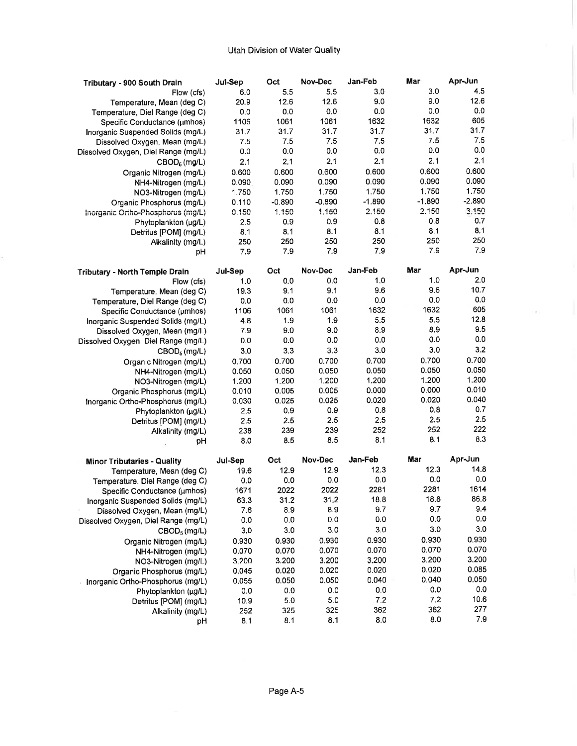Utah Division of Water Quality

| Tributary - 900 South Drain | Jul-Sep | Oct | Nov-Dec | Jan-Feb | Mar | Apr-Jun |
|---|---|---|---|---|---|---|
| Flow (cfs) | 6.0 | 5.5 | 5.5 | 3.0 | 3.0 | 4.5 |
| Temperature, Mean (deg C) | 20.9 | 12.6 | 12.6 | 9.0 | 9.0 | 12.6 |
| Temperature, Diel Range (deg C) | 0.0 | 0.0 | 0.0 | 0.0 | 0.0 | 0.0 |
| Specific Conductance (μmhos) | 1106 | 1061 | 1061 | 1632 | 1632 | 605 |
| Inorganic Suspended Solids (mg/L) | 31.7 | 31.7 | 31.7 | 31.7 | 31.7 | 31.7 |
| Dissolved Oxygen, Mean (mg/L) | 7.5 | 7.5 | 7.5 | 7.5 | 7.5 | 7.5 |
| Dissolved Oxygen, Diel Range (mg/L) | 0.0 | 0.0 | 0.0 | 0.0 | 0.0 | 0.0 |
| $CBOD_5$ (mg/L) | 2.1 | 2.1 | 2.1 | 2.1 | 2.1 | 2.1 |
| Organic Nitrogen (mg/L) | 0.600 | 0.600 | 0.600 | 0.600 | 0.600 | 0.600 |
| NH4-Nitrogen (mg/L) | 0.090 | 0.090 | 0.090 | 0.090 | 0.090 | 0.090 |
| NO3-Nitrogen (mg/L) | 1.750 | 1.750 | 1.750 | 1.750 | 1.750 | 1.750 |
| Organic Phosphorus (mg/L) | 0.110 | -0.890 | -0.890 | -1.890 | -1.890 | -2.890 |
| Inorganic Ortho-Phosphorus (mg/L) | 0.150 | 1.150 | 1.150 | 2.150 | 2.150 | 3.150 |
| Phytoplankton (μg/L) | 2.5 | 0.9 | 0.9 | 0.8 | 0.8 | 0.7 |
| Detritus [POM] (mg/L) | 8.1 | 8.1 | 8.1 | 8.1 | 8.1 | 8.1 |
| Alkalinity (mg/L) | 250 | 250 | 250 | 250 | 250 | 250 |
| pH | 7.9 | 7.9 | 7.9 | 7.9 | 7.9 | 7.9 |

| Tributary - North Temple Drain | Jul-Sep | Oct | Nov-Dec | Jan-Feb | Mar | Apr-Jun |
|---|---|---|---|---|---|---|
| Flow (cfs) | 1.0 | 0.0 | 0.0 | 1.0 | 1.0 | 2.0 |
| Temperature, Mean (deg C) | 19.3 | 9.1 | 9.1 | 9.6 | 9.6 | 10.7 |
| Temperature, Diel Range (deg C) | 0.0 | 0.0 | 0.0 | 0.0 | 0.0 | 0.0 |
| Specific Conductance (μmhos) | 1106 | 1061 | 1061 | 1632 | 1632 | 605 |
| Inorganic Suspended Solids (mg/L) | 4.8 | 1.9 | 1.9 | 5.5 | 5.5 | 12.8 |
| Dissolved Oxygen, Mean (mg/L) | 7.9 | 9.0 | 9.0 | 8.9 | 8.9 | 9.5 |
| Dissolved Oxygen, Diel Range (mg/L) | 0.0 | 0.0 | 0.0 | 0.0 | 0.0 | 0.0 |
| $CBOD_5$ (mg/L) | 3.0 | 3.3 | 3.3 | 3.0 | 3.0 | 3.2 |
| Organic Nitrogen (mg/L) | 0.700 | 0.700 | 0.700 | 0.700 | 0.700 | 0.700 |
| NH4-Nitrogen (mg/L) | 0.050 | 0.050 | 0.050 | 0.050 | 0.050 | 0.050 |
| NO3-Nitrogen (mg/L) | 1.200 | 1.200 | 1.200 | 1.200 | 1.200 | 1.200 |
| Organic Phosphorus (mg/L) | 0.010 | 0.005 | 0.005 | 0.000 | 0.000 | 0.010 |
| Inorganic Ortho-Phosphorus (mg/L) | 0.030 | 0.025 | 0.025 | 0.020 | 0.020 | 0.040 |
| Phytoplankton (μg/L) | 2.5 | 0.9 | 0.9 | 0.8 | 0.8 | 0.7 |
| Detritus [POM] (mg/L) | 2.5 | 2.5 | 2.5 | 2.5 | 2.5 | 2.5 |
| Alkalinity (mg/L) | 238 | 239 | 239 | 252 | 252 | 222 |
| pH | 8.0 | 8.5 | 8.5 | 8.1 | 8.1 | 8.3 |

| Minor Tributaries - Quality | Jul-Sep | Oct | Nov-Dec | Jan-Feb | Mar | Apr-Jun |
|---|---|---|---|---|---|---|
| Temperature, Mean (deg C) | 19.6 | 12.9 | 12.9 | 12.3 | 12.3 | 14.8 |
| Temperature, Diel Range (deg C) | 0.0 | 0.0 | 0.0 | 0.0 | 0.0 | 0.0 |
| Specific Conductance (μmhos) | 1671 | 2022 | 2022 | 2281 | 2281 | 1614 |
| Inorganic Suspended Solids (mg/L) | 63.3 | 31.2 | 31.2 | 18.8 | 18.8 | 86.8 |
| Dissolved Oxygen, Mean (mg/L) | 7.6 | 8.9 | 8.9 | 9.7 | 9.7 | 9.4 |
| Dissolved Oxygen, Diel Range (mg/L) | 0.0 | 0.0 | 0.0 | 0.0 | 0.0 | 0.0 |
| $CBOD_5$ (mg/L) | 3.0 | 3.0 | 3.0 | 3.0 | 3.0 | 3.0 |
| Organic Nitrogen (mg/L) | 0.930 | 0.930 | 0.930 | 0.930 | 0.930 | 0.930 |
| NH4-Nitrogen (mg/L) | 0.070 | 0.070 | 0.070 | 0.070 | 0.070 | 0.070 |
| NO3-Nitrogen (mg/L) | 3.200 | 3.200 | 3.200 | 3.200 | 3.200 | 3.200 |
| Organic Phosphorus (mg/L) | 0.045 | 0.020 | 0.020 | 0.020 | 0.020 | 0.085 |
| Inorganic Ortho-Phosphorus (mg/L) | 0.055 | 0.050 | 0.050 | 0.040 | 0.040 | 0.050 |
| Phytoplankton (μg/L) | 0.0 | 0.0 | 0.0 | 0.0 | 0.0 | 0.0 |
| Detritus [POM] (mg/L) | 10.9 | 5.0 | 5.0 | 7.2 | 7.2 | 10.6 |
| Alkalinity (mg/L) | 252 | 325 | 325 | 362 | 362 | 277 |
| pH | 8.1 | 8.1 | 8.1 | 8.0 | 8.0 | 7.9 |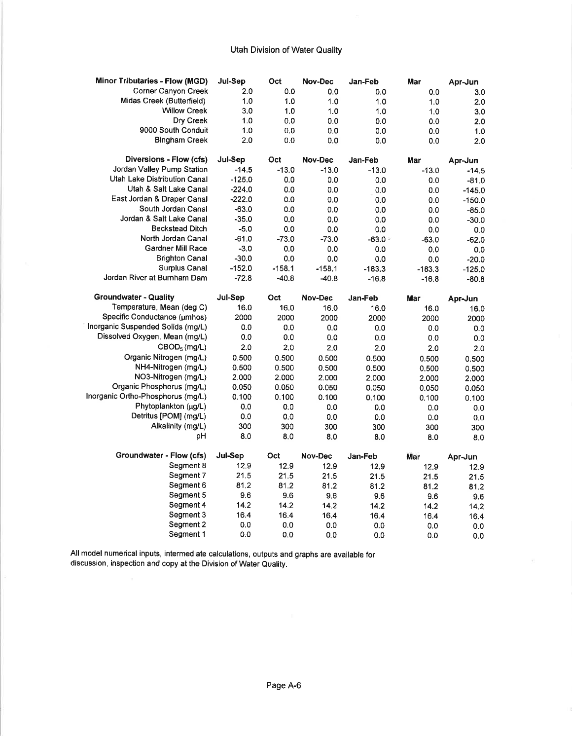Utah Division of Water Quality

| Minor Tributaries - Flow (MGD) | Jul-Sep | Oct | Nov-Dec | Jan-Feb | Mar | Apr-Jun |
|---|---|---|---|---|---|---|
| Corner Canyon Creek | 2.0 | 0.0 | 0.0 | 0.0 | 0.0 | 3.0 |
| Midas Creek (Butterfield) | 1.0 | 1.0 | 1.0 | 1.0 | 1.0 | 2.0 |
| Willow Creek | 3.0 | 1.0 | 1.0 | 1.0 | 1.0 | 3.0 |
| Dry Creek | 1.0 | 0.0 | 0.0 | 0.0 | 0.0 | 2.0 |
| 9000 South Conduit | 1.0 | 0.0 | 0.0 | 0.0 | 0.0 | 1.0 |
| Bingham Creek | 2.0 | 0.0 | 0.0 | 0.0 | 0.0 | 2.0 |

| Diversions - Flow (cfs) | Jul-Sep | Oct | Nov-Dec | Jan-Feb | Mar | Apr-Jun |
|---|---|---|---|---|---|---|
| Jordan Valley Pump Station | -14.5 | -13.0 | -13.0 | -13.0 | -13.0 | -14.5 |
| Utah Lake Distribution Canal | -125.0 | 0.0 | 0.0 | 0.0 | 0.0 | -81.0 |
| Utah & Salt Lake Canal | -224.0 | 0.0 | 0.0 | 0.0 | 0.0 | -145.0 |
| East Jordan & Draper Canal | -222.0 | 0.0 | 0.0 | 0.0 | 0.0 | -150.0 |
| South Jordan Canal | -63.0 | 0.0 | 0.0 | 0.0 | 0.0 | -85.0 |
| Jordan & Salt Lake Canal | -35.0 | 0.0 | 0.0 | 0.0 | 0.0 | -30.0 |
| Beckstead Ditch | -5.0 | 0.0 | 0.0 | 0.0 | 0.0 | 0.0 |
| North Jordan Canal | -61.0 | -73.0 | -73.0 | -63.0 | -63.0 | -62.0 |
| Gardner Mill Race | -3.0 | 0.0 | 0.0 | 0.0 | 0.0 | 0.0 |
| Brighton Canal | -30.0 | 0.0 | 0.0 | 0.0 | 0.0 | -20.0 |
| Surplus Canal | -152.0 | -158.1 | -158.1 | -183.3 | -183.3 | -125.0 |
| Jordan River at Burnham Dam | -72.8 | -40.8 | -40.8 | -16.8 | -16.8 | -80.8 |

| Groundwater - Quality | Jul-Sep | Oct | Nov-Dec | Jan-Feb | Mar | Apr-Jun |
|---|---|---|---|---|---|---|
| Temperature, Mean (deg C) | 16.0 | 16.0 | 16.0 | 16.0 | 16.0 | 16.0 |
| Specific Conductance (µmhos) | 2000 | 2000 | 2000 | 2000 | 2000 | 2000 |
| Inorganic Suspended Solids (mg/L) | 0.0 | 0.0 | 0.0 | 0.0 | 0.0 | 0.0 |
| Dissolved Oxygen, Mean (mg/L) | 0.0 | 0.0 | 0.0 | 0.0 | 0.0 | 0.0 |
| $CBOD_5$ (mg/L) | 2.0 | 2.0 | 2.0 | 2.0 | 2.0 | 2.0 |
| Organic Nitrogen (mg/L) | 0.500 | 0.500 | 0.500 | 0.500 | 0.500 | 0.500 |
| NH4-Nitrogen (mg/L) | 0.500 | 0.500 | 0.500 | 0.500 | 0.500 | 0.500 |
| NO3-Nitrogen (mg/L) | 2.000 | 2.000 | 2.000 | 2.000 | 2.000 | 2.000 |
| Organic Phosphorus (mg/L) | 0.050 | 0.050 | 0.050 | 0.050 | 0.050 | 0.050 |
| Inorganic Ortho-Phosphorus (mg/L) | 0.100 | 0.100 | 0.100 | 0.100 | 0.100 | 0.100 |
| Phytoplankton (µg/L) | 0.0 | 0.0 | 0.0 | 0.0 | 0.0 | 0.0 |
| Detritus [POM] (mg/L) | 0.0 | 0.0 | 0.0 | 0.0 | 0.0 | 0.0 |
| Alkalinity (mg/L) | 300 | 300 | 300 | 300 | 300 | 300 |
| pH | 8.0 | 8.0 | 8.0 | 8.0 | 8.0 | 8.0 |

| Groundwater - Flow (cfs) | Jul-Sep | Oct | Nov-Dec | Jan-Feb | Mar | Apr-Jun |
|---|---|---|---|---|---|---|
| Segment 8 | 12.9 | 12.9 | 12.9 | 12.9 | 12.9 | 12.9 |
| Segment 7 | 21.5 | 21.5 | 21.5 | 21.5 | 21.5 | 21.5 |
| Segment 6 | 81.2 | 81.2 | 81.2 | 81.2 | 81.2 | 81.2 |
| Segment 5 | 9.6 | 9.6 | 9.6 | 9.6 | 9.6 | 9.6 |
| Segment 4 | 14.2 | 14.2 | 14.2 | 14.2 | 14.2 | 14.2 |
| Segment 3 | 16.4 | 16.4 | 16.4 | 16.4 | 16.4 | 16.4 |
| Segment 2 | 0.0 | 0.0 | 0.0 | 0.0 | 0.0 | 0.0 |
| Segment 1 | 0.0 | 0.0 | 0.0 | 0.0 | 0.0 | 0.0 |

All model numerical inputs, intermediate calculations, outputs and graphs are available for discussion, inspection and copy at the Division of Water Quality.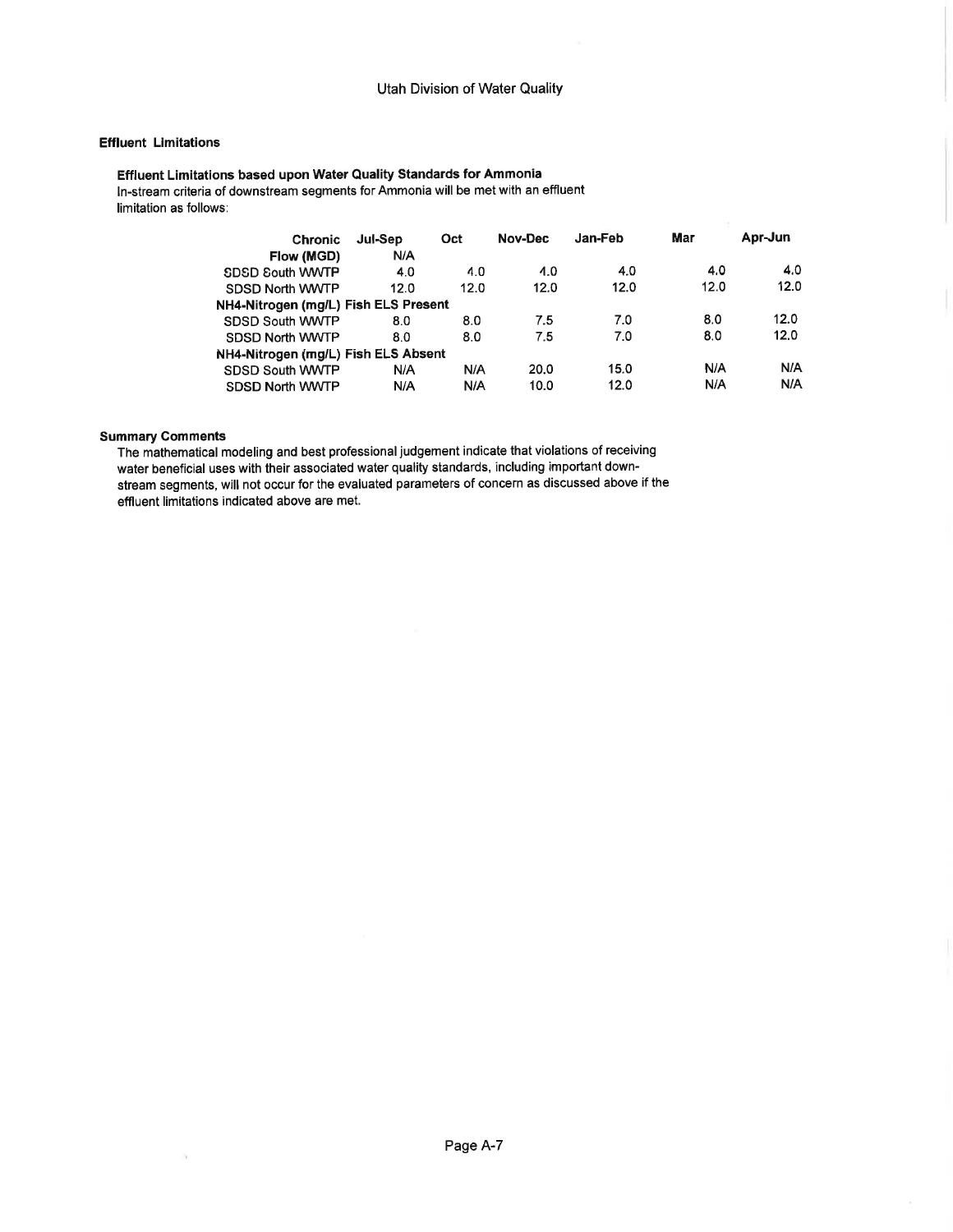Utah Division of Water Quality

**Effluent Limitations**

**Effluent Limitations based upon Water Quality Standards for Ammonia**

In-stream criteria of downstream segments for Ammonia will be met with an effluent limitation as follows:

| Chronic | Jul-Sep | Oct | Nov-Dec | Jan-Feb | Mar | Apr-Jun |
|---|---|---|---|---|---|---|
| **Flow (MGD)** | N/A | | | | | |
| SDSD South WWTP | 4.0 | 4.0 | 4.0 | 4.0 | 4.0 | 4.0 |
| SDSD North WWTP | 12.0 | 12.0 | 12.0 | 12.0 | 12.0 | 12.0 |
| **NH4-Nitrogen (mg/L) Fish ELS Present** | | | | | | |
| SDSD South WWTP | 8.0 | 8.0 | 7.5 | 7.0 | 8.0 | 12.0 |
| SDSD North WWTP | 8.0 | 8.0 | 7.5 | 7.0 | 8.0 | 12.0 |
| **NH4-Nitrogen (mg/L) Fish ELS Absent** | | | | | | |
| SDSD South WWTP | N/A | N/A | 20.0 | 15.0 | N/A | N/A |
| SDSD North WWTP | N/A | N/A | 10.0 | 12.0 | N/A | N/A |

**Summary Comments**

The mathematical modeling and best professional judgement indicate that violations of receiving water beneficial uses with their associated water quality standards, including important down-stream segments, will not occur for the evaluated parameters of concern as discussed above if the effluent limitations indicated above are met.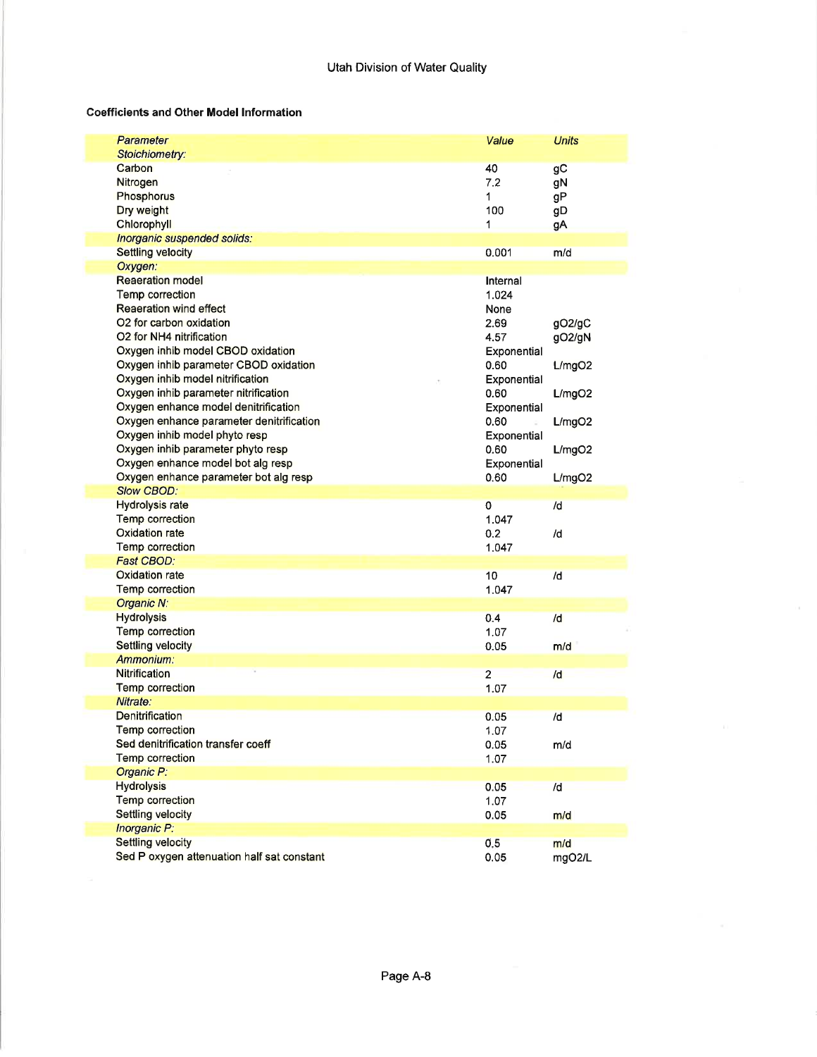**Coefficients and Other Model Information**

| *Parameter* | *Value* | *Units* |
|---|---|---|
| *Stoichiometry:* | | |
| Carbon | 40 | gC |
| Nitrogen | 7.2 | gN |
| Phosphorus | 1 | gP |
| Dry weight | 100 | gD |
| Chlorophyll | 1 | gA |
| *Inorganic suspended solids:* | | |
| Settling velocity | 0.001 | m/d |
| *Oxygen:* | | |
| Reaeration model | Internal | |
| Temp correction | 1.024 | |
| Reaeration wind effect | None | |
| O2 for carbon oxidation | 2.69 | gO2/gC |
| O2 for NH4 nitrification | 4.57 | gO2/gN |
| Oxygen inhib model CBOD oxidation | Exponential | |
| Oxygen inhib parameter CBOD oxidation | 0.60 | L/mgO2 |
| Oxygen inhib model nitrification | Exponential | |
| Oxygen inhib parameter nitrification | 0.60 | L/mgO2 |
| Oxygen enhance model denitrification | Exponential | |
| Oxygen enhance parameter denitrification | 0.60 | L/mgO2 |
| Oxygen inhib model phyto resp | Exponential | |
| Oxygen inhib parameter phyto resp | 0.60 | L/mgO2 |
| Oxygen enhance model bot alg resp | Exponential | |
| Oxygen enhance parameter bot alg resp | 0.60 | L/mgO2 |
| *Slow CBOD:* | | |
| Hydrolysis rate | 0 | /d |
| Temp correction | 1.047 | |
| Oxidation rate | 0.2 | /d |
| Temp correction | 1.047 | |
| *Fast CBOD:* | | |
| Oxidation rate | 10 | /d |
| Temp correction | 1.047 | |
| *Organic N:* | | |
| Hydrolysis | 0.4 | /d |
| Temp correction | 1.07 | |
| Settling velocity | 0.05 | m/d |
| *Ammonium:* | | |
| Nitrification | 2 | /d |
| Temp correction | 1.07 | |
| *Nitrate:* | | |
| Denitrification | 0.05 | /d |
| Temp correction | 1.07 | |
| Sed denitrification transfer coeff | 0.05 | m/d |
| Temp correction | 1.07 | |
| *Organic P:* | | |
| Hydrolysis | 0.05 | /d |
| Temp correction | 1.07 | |
| Settling velocity | 0.05 | m/d |
| *Inorganic P:* | | |
| Settling velocity | 0.5 | m/d |
| Sed P oxygen attenuation half sat constant | 0.05 | mgO2/L |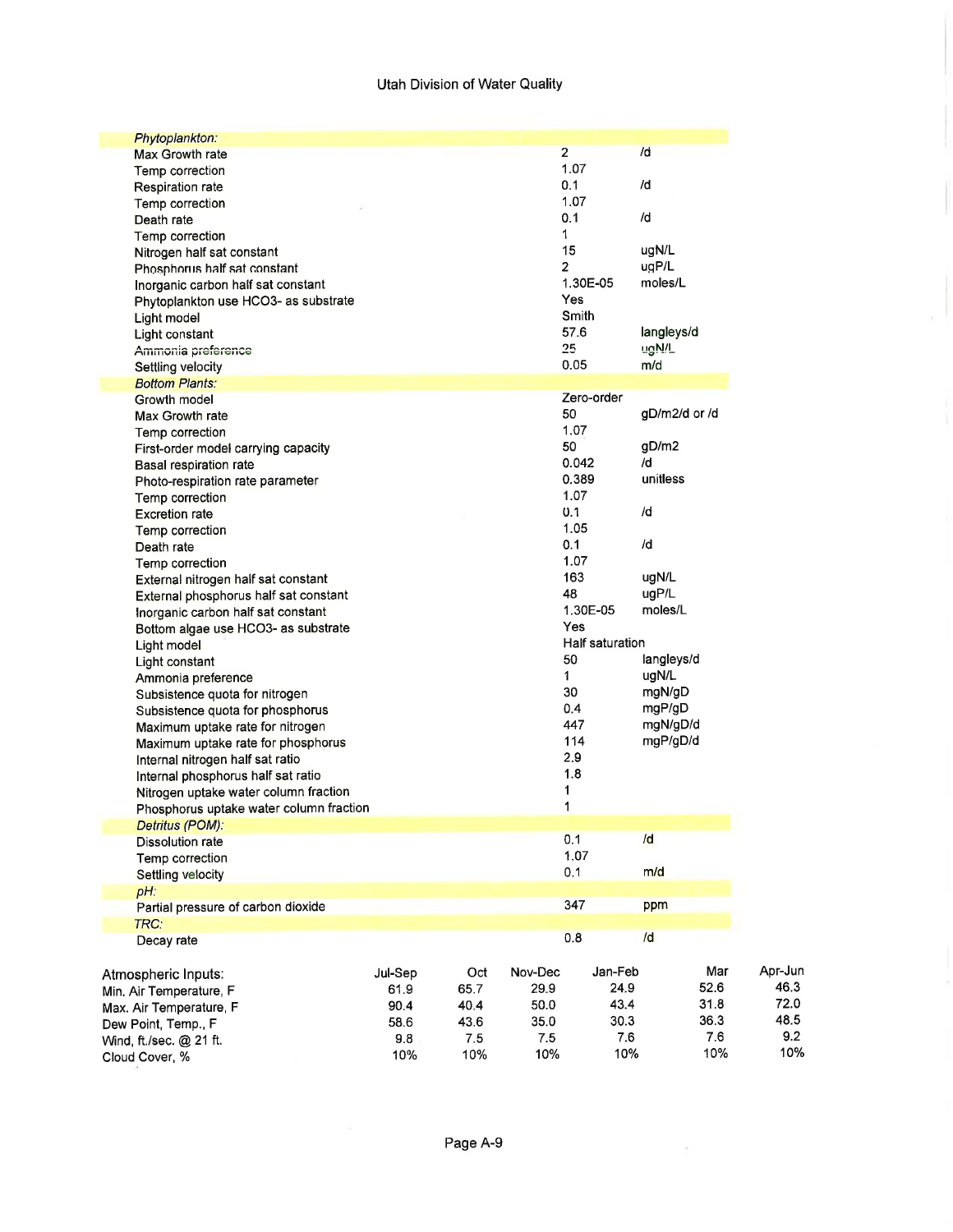| | | |
|---|---|---|
| *Phytoplankton:* | | |
| Max Growth rate | 2 | /d |
| Temp correction | 1.07 | |
| Respiration rate | 0.1 | /d |
| Temp correction | 1.07 | |
| Death rate | 0.1 | /d |
| Temp correction | 1 | |
| Nitrogen half sat constant | 15 | ugN/L |
| Phosphorus half sat constant | 2 | ugP/L |
| Inorganic carbon half sat constant | 1.30E-05 | moles/L |
| Phytoplankton use HCO3- as substrate | Yes | |
| Light model | Smith | |
| Light constant | 57.6 | langleys/d |
| Ammonia preference | 25 | ugN/L |
| Settling velocity | 0.05 | m/d |
| *Bottom Plants:* | | |
| Growth model | Zero-order | |
| Max Growth rate | 50 | gD/m2/d or /d |
| Temp correction | 1.07 | |
| First-order model carrying capacity | 50 | gD/m2 |
| Basal respiration rate | 0.042 | /d |
| Photo-respiration rate parameter | 0.389 | unitless |
| Temp correction | 1.07 | |
| Excretion rate | 0.1 | /d |
| Temp correction | 1.05 | |
| Death rate | 0.1 | /d |
| Temp correction | 1.07 | |
| External nitrogen half sat constant | 163 | ugN/L |
| External phosphorus half sat constant | 48 | ugP/L |
| Inorganic carbon half sat constant | 1.30E-05 | moles/L |
| Bottom algae use HCO3- as substrate | Yes | |
| Light model | Half saturation | |
| Light constant | 50 | langleys/d |
| Ammonia preference | 1 | ugN/L |
| Subsistence quota for nitrogen | 30 | mgN/gD |
| Subsistence quota for phosphorus | 0.4 | mgP/gD |
| Maximum uptake rate for nitrogen | 447 | mgN/gD/d |
| Maximum uptake rate for phosphorus | 114 | mgP/gD/d |
| Internal nitrogen half sat ratio | 2.9 | |
| Internal phosphorus half sat ratio | 1.8 | |
| Nitrogen uptake water column fraction | 1 | |
| Phosphorus uptake water column fraction | 1 | |
| *Detritus (POM):* | | |
| Dissolution rate | 0.1 | /d |
| Temp correction | 1.07 | |
| Settling velocity | 0.1 | m/d |
| *pH:* | | |
| Partial pressure of carbon dioxide | 347 | ppm |
| *TRC:* | | |
| Decay rate | 0.8 | /d |

| Atmospheric Inputs: | Jul-Sep | Oct | Nov-Dec | Jan-Feb | Mar | Apr-Jun |
|---|---|---|---|---|---|---|
| Min. Air Temperature, F | 61.9 | 65.7 | 29.9 | 24.9 | 52.6 | 46.3 |
| Max. Air Temperature, F | 90.4 | 40.4 | 50.0 | 43.4 | 31.8 | 72.0 |
| Dew Point, Temp., F | 58.6 | 43.6 | 35.0 | 30.3 | 36.3 | 48.5 |
| Wind, ft./sec. @ 21 ft. | 9.8 | 7.5 | 7.5 | 7.6 | 7.6 | 9.2 |
| Cloud Cover, % | 10% | 10% | 10% | 10% | 10% | 10% |